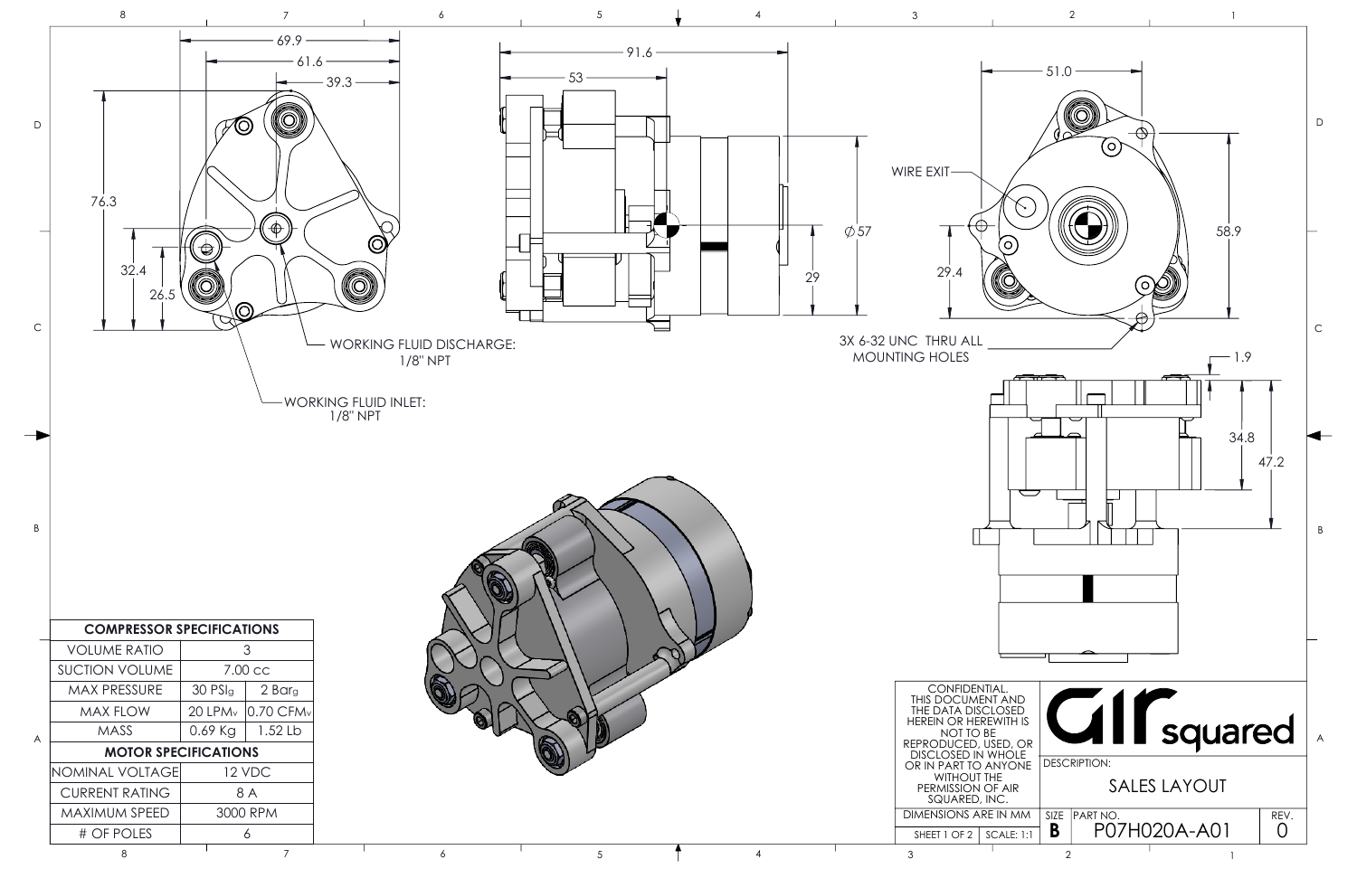WORKING FLUID DISCHARGE: 1/8" NPT

WORKING FLUID INLET: 1/8" NPT

WIRE EXIT

3X 6-32 UNC THRU ALL MOUNTING HOLES

69.9, 61.6, 39.3, 76.3, 32.4, 26.5, 91.6, 53, Ø57, 29, 51.0, 58.9, 29.4, 1.9, 34.8, 47.2

| COMPRESSOR SPECIFICATIONS | | |
|---|---|---|
| VOLUME RATIO | 3 | |
| SUCTION VOLUME | 7.00 cc | |
| MAX PRESSURE | 30 $PSI_g$ | 2 $Bar_g$ |
| MAX FLOW | 20 $LPM_v$ | 0.70 $CFM_v$ |
| MASS | 0.69 Kg | 1.52 Lb |
| **MOTOR SPECIFICATIONS** | | |
| NOMINAL VOLTAGE | 12 VDC | |
| CURRENT RATING | 8 A | |
| MAXIMUM SPEED | 3000 RPM | |
| # OF POLES | 6 | |

CONFIDENTIAL. THIS DOCUMENT AND THE DATA DISCLOSED HEREIN OR HEREWITH IS NOT TO BE REPRODUCED, USED, OR DISCLOSED IN WHOLE OR IN PART TO ANYONE WITHOUT THE PERMISSION OF AIR SQUARED, INC.

air squared

DESCRIPTION: SALES LAYOUT

DIMENSIONS ARE IN MM

SHEET 1 OF 2 | SCALE: 1:1

SIZE: B | PART NO.: P07H020A-A01 | REV.: 0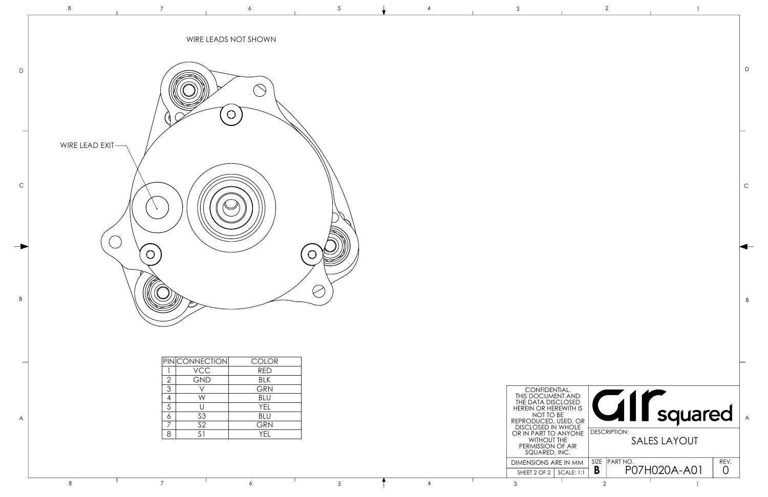WIRE LEADS NOT SHOWN

WIRE LEAD EXIT

| PIN | CONNECTION | COLOR |
|---|---|---|
| 1 | VCC | RED |
| 2 | GND | BLK |
| 3 | V | GRN |
| 4 | W | BLU |
| 5 | U | YEL |
| 6 | S3 | BLU |
| 7 | S2 | GRN |
| 8 | S1 | YEL |

CONFIDENTIAL. THIS DOCUMENT AND THE DATA DISCLOSED HEREIN OR HEREWITH IS NOT TO BE REPRODUCED, USED, OR DISCLOSED IN WHOLE OR IN PART TO ANYONE WITHOUT THE PERMISSION OF AIR SQUARED, INC.

air squared

DESCRIPTION: SALES LAYOUT

DIMENSIONS ARE IN MM

SHEET 2 OF 2 | SCALE: 1:1

SIZE: B | PART NO. P07H020A-A01 | REV. 0